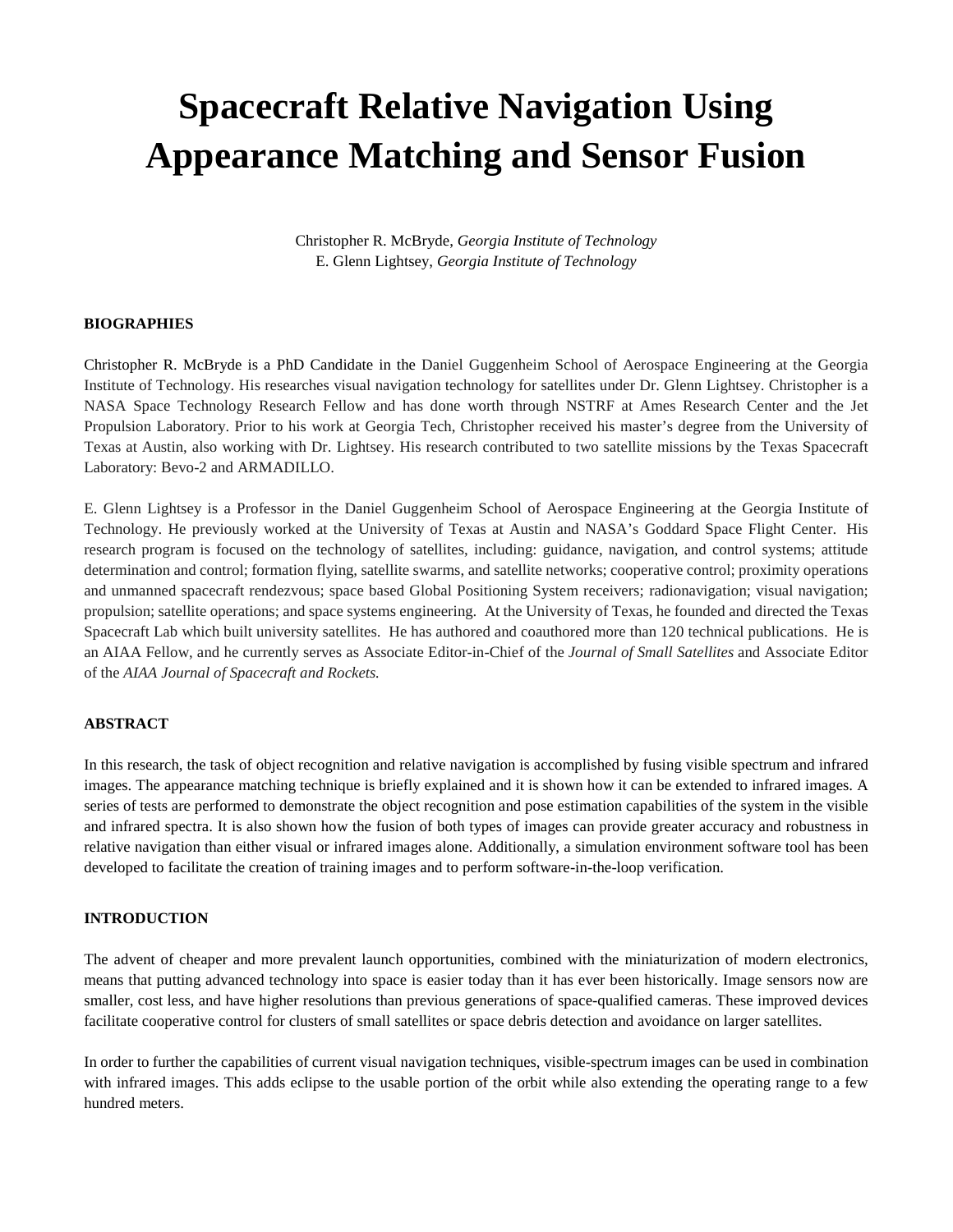# Spacecraft Relative Navigation Using Appearance Matching and Sensor Fusion

Christopher R. McBryde, *Georgia Institute of Technology*
E. Glenn Lightsey, *Georgia Institute of Technology*

## BIOGRAPHIES

Christopher R. McBryde is a PhD Candidate in the Daniel Guggenheim School of Aerospace Engineering at the Georgia Institute of Technology. His researches visual navigation technology for satellites under Dr. Glenn Lightsey. Christopher is a NASA Space Technology Research Fellow and has done worth through NSTRF at Ames Research Center and the Jet Propulsion Laboratory. Prior to his work at Georgia Tech, Christopher received his master's degree from the University of Texas at Austin, also working with Dr. Lightsey. His research contributed to two satellite missions by the Texas Spacecraft Laboratory: Bevo-2 and ARMADILLO.

E. Glenn Lightsey is a Professor in the Daniel Guggenheim School of Aerospace Engineering at the Georgia Institute of Technology. He previously worked at the University of Texas at Austin and NASA's Goddard Space Flight Center. His research program is focused on the technology of satellites, including: guidance, navigation, and control systems; attitude determination and control; formation flying, satellite swarms, and satellite networks; cooperative control; proximity operations and unmanned spacecraft rendezvous; space based Global Positioning System receivers; radionavigation; visual navigation; propulsion; satellite operations; and space systems engineering. At the University of Texas, he founded and directed the Texas Spacecraft Lab which built university satellites. He has authored and coauthored more than 120 technical publications. He is an AIAA Fellow, and he currently serves as Associate Editor-in-Chief of the *Journal of Small Satellites* and Associate Editor of the *AIAA Journal of Spacecraft and Rockets.*

## ABSTRACT

In this research, the task of object recognition and relative navigation is accomplished by fusing visible spectrum and infrared images. The appearance matching technique is briefly explained and it is shown how it can be extended to infrared images. A series of tests are performed to demonstrate the object recognition and pose estimation capabilities of the system in the visible and infrared spectra. It is also shown how the fusion of both types of images can provide greater accuracy and robustness in relative navigation than either visual or infrared images alone. Additionally, a simulation environment software tool has been developed to facilitate the creation of training images and to perform software-in-the-loop verification.

## INTRODUCTION

The advent of cheaper and more prevalent launch opportunities, combined with the miniaturization of modern electronics, means that putting advanced technology into space is easier today than it has ever been historically. Image sensors now are smaller, cost less, and have higher resolutions than previous generations of space-qualified cameras. These improved devices facilitate cooperative control for clusters of small satellites or space debris detection and avoidance on larger satellites.

In order to further the capabilities of current visual navigation techniques, visible-spectrum images can be used in combination with infrared images. This adds eclipse to the usable portion of the orbit while also extending the operating range to a few hundred meters.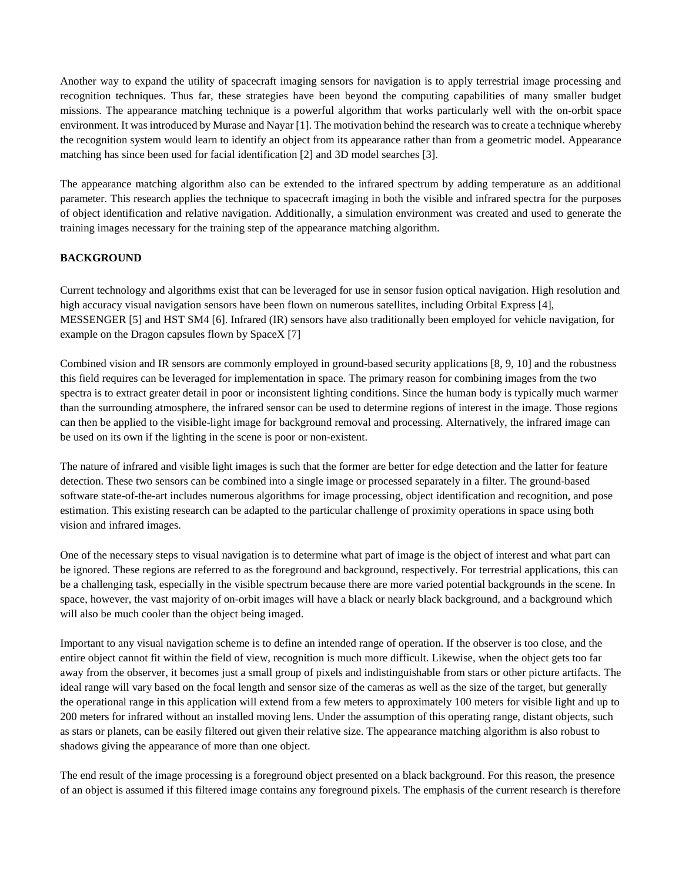Another way to expand the utility of spacecraft imaging sensors for navigation is to apply terrestrial image processing and recognition techniques. Thus far, these strategies have been beyond the computing capabilities of many smaller budget missions. The appearance matching technique is a powerful algorithm that works particularly well with the on-orbit space environment. It was introduced by Murase and Nayar [1]. The motivation behind the research was to create a technique whereby the recognition system would learn to identify an object from its appearance rather than from a geometric model. Appearance matching has since been used for facial identification [2] and 3D model searches [3].

The appearance matching algorithm also can be extended to the infrared spectrum by adding temperature as an additional parameter. This research applies the technique to spacecraft imaging in both the visible and infrared spectra for the purposes of object identification and relative navigation. Additionally, a simulation environment was created and used to generate the training images necessary for the training step of the appearance matching algorithm.

## BACKGROUND

Current technology and algorithms exist that can be leveraged for use in sensor fusion optical navigation. High resolution and high accuracy visual navigation sensors have been flown on numerous satellites, including Orbital Express [4], MESSENGER [5] and HST SM4 [6]. Infrared (IR) sensors have also traditionally been employed for vehicle navigation, for example on the Dragon capsules flown by SpaceX [7]

Combined vision and IR sensors are commonly employed in ground-based security applications [8, 9, 10] and the robustness this field requires can be leveraged for implementation in space. The primary reason for combining images from the two spectra is to extract greater detail in poor or inconsistent lighting conditions. Since the human body is typically much warmer than the surrounding atmosphere, the infrared sensor can be used to determine regions of interest in the image. Those regions can then be applied to the visible-light image for background removal and processing. Alternatively, the infrared image can be used on its own if the lighting in the scene is poor or non-existent.

The nature of infrared and visible light images is such that the former are better for edge detection and the latter for feature detection. These two sensors can be combined into a single image or processed separately in a filter. The ground-based software state-of-the-art includes numerous algorithms for image processing, object identification and recognition, and pose estimation. This existing research can be adapted to the particular challenge of proximity operations in space using both vision and infrared images.

One of the necessary steps to visual navigation is to determine what part of image is the object of interest and what part can be ignored. These regions are referred to as the foreground and background, respectively. For terrestrial applications, this can be a challenging task, especially in the visible spectrum because there are more varied potential backgrounds in the scene. In space, however, the vast majority of on-orbit images will have a black or nearly black background, and a background which will also be much cooler than the object being imaged.

Important to any visual navigation scheme is to define an intended range of operation. If the observer is too close, and the entire object cannot fit within the field of view, recognition is much more difficult. Likewise, when the object gets too far away from the observer, it becomes just a small group of pixels and indistinguishable from stars or other picture artifacts. The ideal range will vary based on the focal length and sensor size of the cameras as well as the size of the target, but generally the operational range in this application will extend from a few meters to approximately 100 meters for visible light and up to 200 meters for infrared without an installed moving lens. Under the assumption of this operating range, distant objects, such as stars or planets, can be easily filtered out given their relative size. The appearance matching algorithm is also robust to shadows giving the appearance of more than one object.

The end result of the image processing is a foreground object presented on a black background. For this reason, the presence of an object is assumed if this filtered image contains any foreground pixels. The emphasis of the current research is therefore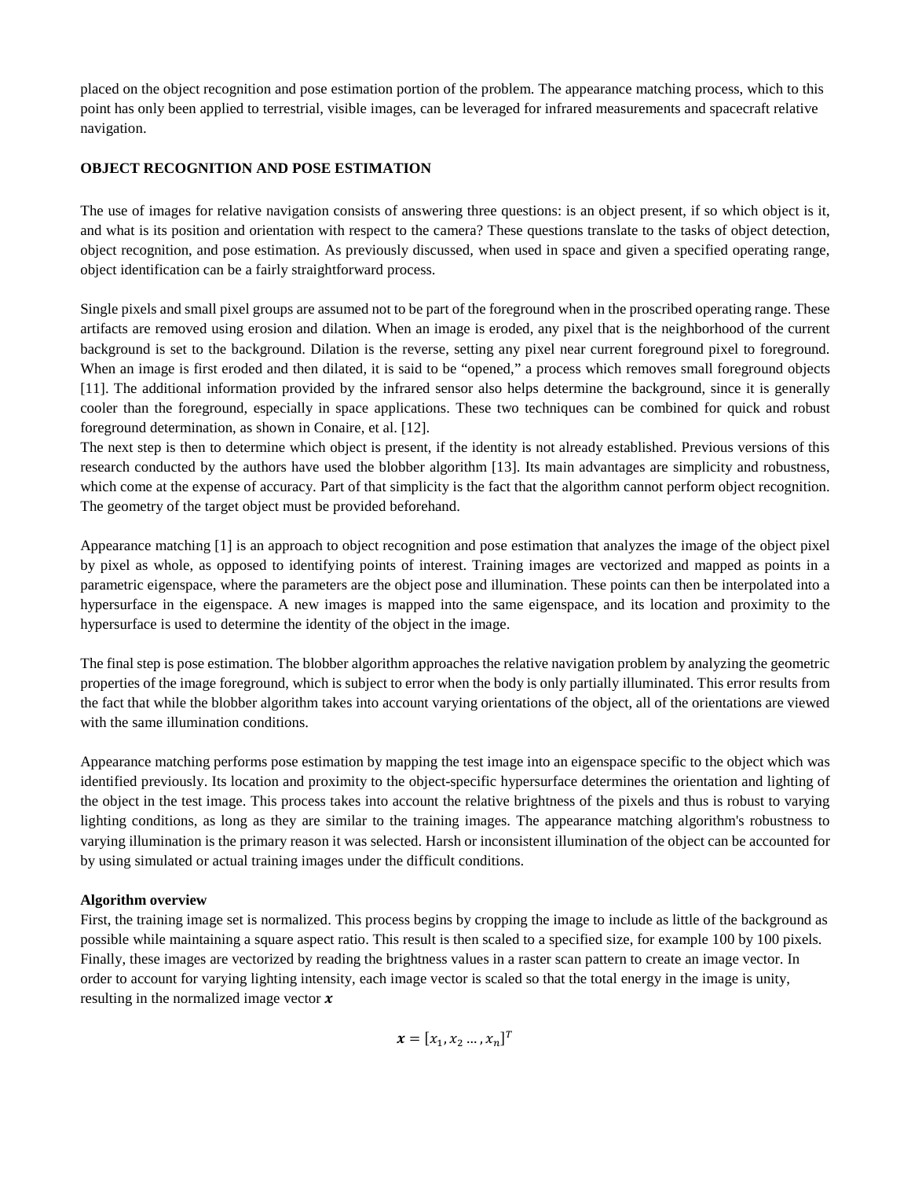placed on the object recognition and pose estimation portion of the problem. The appearance matching process, which to this point has only been applied to terrestrial, visible images, can be leveraged for infrared measurements and spacecraft relative navigation.

## OBJECT RECOGNITION AND POSE ESTIMATION

The use of images for relative navigation consists of answering three questions: is an object present, if so which object is it, and what is its position and orientation with respect to the camera? These questions translate to the tasks of object detection, object recognition, and pose estimation. As previously discussed, when used in space and given a specified operating range, object identification can be a fairly straightforward process.

Single pixels and small pixel groups are assumed not to be part of the foreground when in the proscribed operating range. These artifacts are removed using erosion and dilation. When an image is eroded, any pixel that is the neighborhood of the current background is set to the background. Dilation is the reverse, setting any pixel near current foreground pixel to foreground. When an image is first eroded and then dilated, it is said to be "opened," a process which removes small foreground objects [11]. The additional information provided by the infrared sensor also helps determine the background, since it is generally cooler than the foreground, especially in space applications. These two techniques can be combined for quick and robust foreground determination, as shown in Conaire, et al. [12].

The next step is then to determine which object is present, if the identity is not already established. Previous versions of this research conducted by the authors have used the blobber algorithm [13]. Its main advantages are simplicity and robustness, which come at the expense of accuracy. Part of that simplicity is the fact that the algorithm cannot perform object recognition. The geometry of the target object must be provided beforehand.

Appearance matching [1] is an approach to object recognition and pose estimation that analyzes the image of the object pixel by pixel as whole, as opposed to identifying points of interest. Training images are vectorized and mapped as points in a parametric eigenspace, where the parameters are the object pose and illumination. These points can then be interpolated into a hypersurface in the eigenspace. A new images is mapped into the same eigenspace, and its location and proximity to the hypersurface is used to determine the identity of the object in the image.

The final step is pose estimation. The blobber algorithm approaches the relative navigation problem by analyzing the geometric properties of the image foreground, which is subject to error when the body is only partially illuminated. This error results from the fact that while the blobber algorithm takes into account varying orientations of the object, all of the orientations are viewed with the same illumination conditions.

Appearance matching performs pose estimation by mapping the test image into an eigenspace specific to the object which was identified previously. Its location and proximity to the object-specific hypersurface determines the orientation and lighting of the object in the test image. This process takes into account the relative brightness of the pixels and thus is robust to varying lighting conditions, as long as they are similar to the training images. The appearance matching algorithm's robustness to varying illumination is the primary reason it was selected. Harsh or inconsistent illumination of the object can be accounted for by using simulated or actual training images under the difficult conditions.

### Algorithm overview

First, the training image set is normalized. This process begins by cropping the image to include as little of the background as possible while maintaining a square aspect ratio. This result is then scaled to a specified size, for example 100 by 100 pixels. Finally, these images are vectorized by reading the brightness values in a raster scan pattern to create an image vector. In order to account for varying lighting intensity, each image vector is scaled so that the total energy in the image is unity, resulting in the normalized image vector $\boldsymbol{x}$

$$\boldsymbol{x} = [x_1, x_2 \ldots, x_n]^T$$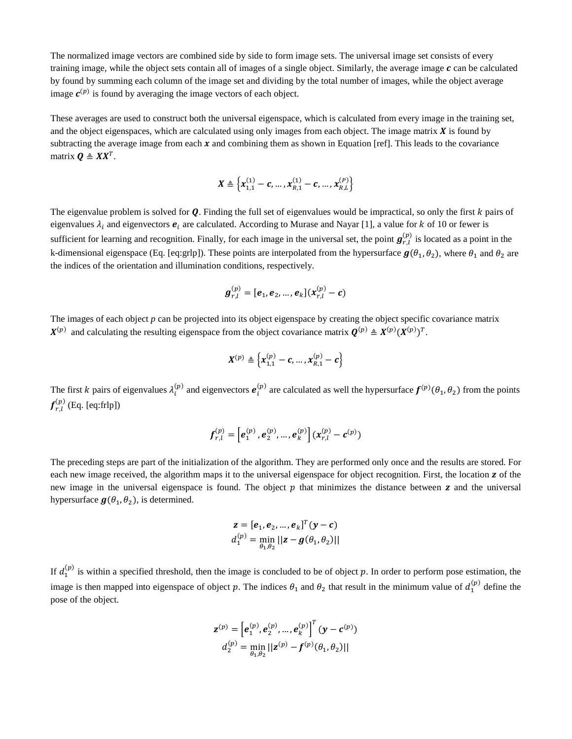The normalized image vectors are combined side by side to form image sets. The universal image set consists of every training image, while the object sets contain all of images of a single object. Similarly, the average image $\boldsymbol{c}$ can be calculated by found by summing each column of the image set and dividing by the total number of images, while the object average image $\boldsymbol{c}^{(p)}$ is found by averaging the image vectors of each object.

These averages are used to construct both the universal eigenspace, which is calculated from every image in the training set, and the object eigenspaces, which are calculated using only images from each object. The image matrix $\boldsymbol{X}$ is found by subtracting the average image from each $\boldsymbol{x}$ and combining them as shown in Equation [ref]. This leads to the covariance matrix $\boldsymbol{Q} \triangleq \boldsymbol{X}\boldsymbol{X}^T$.

$$\boldsymbol{X} \triangleq \left\{\boldsymbol{x}_{1,1}^{(1)} - \boldsymbol{c}, \ldots, \boldsymbol{x}_{R,1}^{(1)} - \boldsymbol{c}, \ldots, \boldsymbol{x}_{R,L}^{(P)}\right\}$$

The eigenvalue problem is solved for $\boldsymbol{Q}$. Finding the full set of eigenvalues would be impractical, so only the first $k$ pairs of eigenvalues $\lambda_i$ and eigenvectors $\boldsymbol{e}_i$ are calculated. According to Murase and Nayar [1], a value for $k$ of 10 or fewer is sufficient for learning and recognition. Finally, for each image in the universal set, the point $\boldsymbol{g}_{r,l}^{(p)}$ is located as a point in the k-dimensional eigenspace (Eq. [eq:grlp]). These points are interpolated from the hypersurface $\boldsymbol{g}(\theta_1, \theta_2)$, where $\theta_1$ and $\theta_2$ are the indices of the orientation and illumination conditions, respectively.

$$\boldsymbol{g}_{r,l}^{(p)} = [\boldsymbol{e}_1, \boldsymbol{e}_2, \ldots, \boldsymbol{e}_k](\boldsymbol{x}_{r,l}^{(p)} - \boldsymbol{c})$$

The images of each object $p$ can be projected into its object eigenspace by creating the object specific covariance matrix $\boldsymbol{X}^{(p)}$ and calculating the resulting eigenspace from the object covariance matrix $\boldsymbol{Q}^{(p)} \triangleq \boldsymbol{X}^{(p)}(\boldsymbol{X}^{(p)})^T$.

$$\boldsymbol{X}^{(p)} \triangleq \left\{\boldsymbol{x}_{1,1}^{(p)} - \boldsymbol{c}, \ldots, \boldsymbol{x}_{R,1}^{(p)} - \boldsymbol{c}\right\}$$

The first $k$ pairs of eigenvalues $\lambda_i^{(p)}$ and eigenvectors $\boldsymbol{e}_i^{(p)}$ are calculated as well the hypersurface $\boldsymbol{f}^{(p)}(\theta_1, \theta_2)$ from the points $\boldsymbol{f}_{r,l}^{(p)}$ (Eq. [eq:frlp])

$$\boldsymbol{f}_{r,l}^{(p)} = \left[\boldsymbol{e}_1^{(p)}, \boldsymbol{e}_2^{(p)}, \ldots, \boldsymbol{e}_k^{(p)}\right](\boldsymbol{x}_{r,l}^{(p)} - \boldsymbol{c}^{(p)})$$

The preceding steps are part of the initialization of the algorithm. They are performed only once and the results are stored. For each new image received, the algorithm maps it to the universal eigenspace for object recognition. First, the location $\boldsymbol{z}$ of the new image in the universal eigenspace is found. The object $p$ that minimizes the distance between $\boldsymbol{z}$ and the universal hypersurface $\boldsymbol{g}(\theta_1, \theta_2)$, is determined.

$$\boldsymbol{z} = [\boldsymbol{e}_1, \boldsymbol{e}_2, \ldots, \boldsymbol{e}_k]^T(\boldsymbol{y} - \boldsymbol{c})$$
$$d_1^{(p)} = \min_{\theta_1,\theta_2} ||\boldsymbol{z} - \boldsymbol{g}(\theta_1, \theta_2)||$$

If $d_1^{(p)}$ is within a specified threshold, then the image is concluded to be of object $p$. In order to perform pose estimation, the image is then mapped into eigenspace of object $p$. The indices $\theta_1$ and $\theta_2$ that result in the minimum value of $d_1^{(p)}$ define the pose of the object.

$$\boldsymbol{z}^{(p)} = \left[\boldsymbol{e}_1^{(p)}, \boldsymbol{e}_2^{(p)}, \ldots, \boldsymbol{e}_k^{(p)}\right]^T(\boldsymbol{y} - \boldsymbol{c}^{(p)})$$
$$d_2^{(p)} = \min_{\theta_1,\theta_2} ||\boldsymbol{z}^{(p)} - \boldsymbol{f}^{(p)}(\theta_1, \theta_2)||$$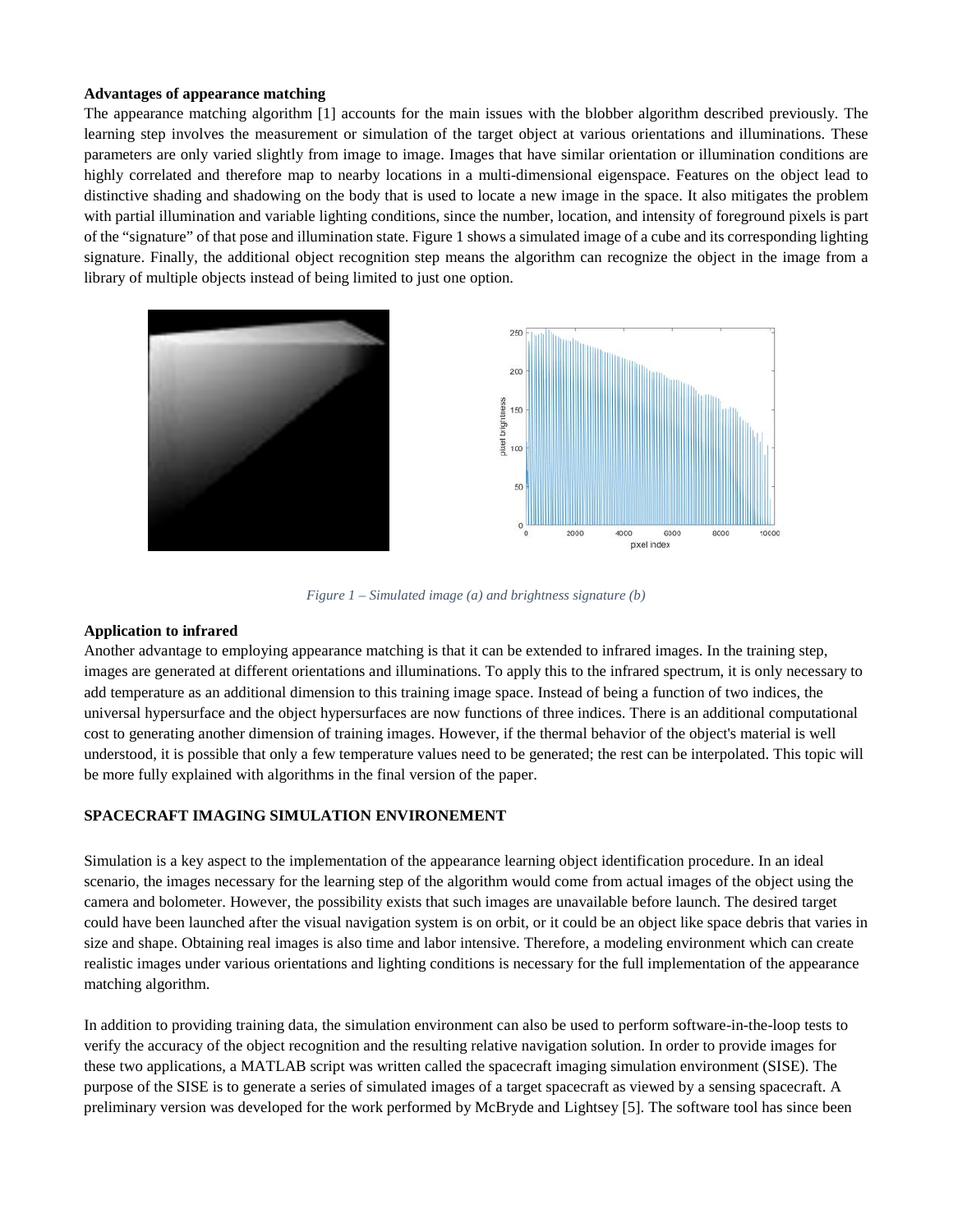**Advantages of appearance matching**

The appearance matching algorithm [1] accounts for the main issues with the blobber algorithm described previously. The learning step involves the measurement or simulation of the target object at various orientations and illuminations. These parameters are only varied slightly from image to image. Images that have similar orientation or illumination conditions are highly correlated and therefore map to nearby locations in a multi-dimensional eigenspace. Features on the object lead to distinctive shading and shadowing on the body that is used to locate a new image in the space. It also mitigates the problem with partial illumination and variable lighting conditions, since the number, location, and intensity of foreground pixels is part of the "signature" of that pose and illumination state. Figure 1 shows a simulated image of a cube and its corresponding lighting signature. Finally, the additional object recognition step means the algorithm can recognize the object in the image from a library of multiple objects instead of being limited to just one option.

*Figure 1 – Simulated image (a) and brightness signature (b)*

**Application to infrared**

Another advantage to employing appearance matching is that it can be extended to infrared images. In the training step, images are generated at different orientations and illuminations. To apply this to the infrared spectrum, it is only necessary to add temperature as an additional dimension to this training image space. Instead of being a function of two indices, the universal hypersurface and the object hypersurfaces are now functions of three indices. There is an additional computational cost to generating another dimension of training images. However, if the thermal behavior of the object's material is well understood, it is possible that only a few temperature values need to be generated; the rest can be interpolated. This topic will be more fully explained with algorithms in the final version of the paper.

## SPACECRAFT IMAGING SIMULATION ENVIRONEMENT

Simulation is a key aspect to the implementation of the appearance learning object identification procedure. In an ideal scenario, the images necessary for the learning step of the algorithm would come from actual images of the object using the camera and bolometer. However, the possibility exists that such images are unavailable before launch. The desired target could have been launched after the visual navigation system is on orbit, or it could be an object like space debris that varies in size and shape. Obtaining real images is also time and labor intensive. Therefore, a modeling environment which can create realistic images under various orientations and lighting conditions is necessary for the full implementation of the appearance matching algorithm.

In addition to providing training data, the simulation environment can also be used to perform software-in-the-loop tests to verify the accuracy of the object recognition and the resulting relative navigation solution. In order to provide images for these two applications, a MATLAB script was written called the spacecraft imaging simulation environment (SISE). The purpose of the SISE is to generate a series of simulated images of a target spacecraft as viewed by a sensing spacecraft. A preliminary version was developed for the work performed by McBryde and Lightsey [5]. The software tool has since been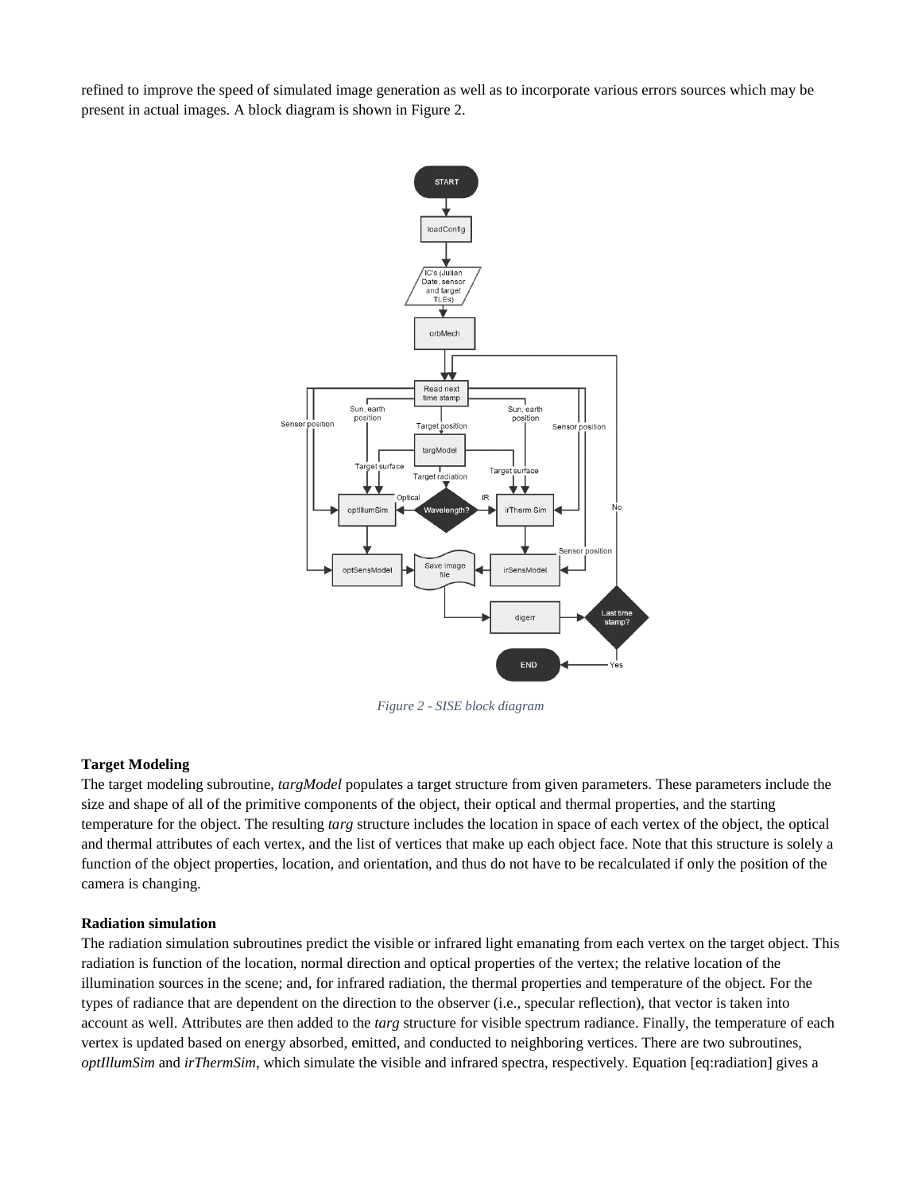refined to improve the speed of simulated image generation as well as to incorporate various errors sources which may be present in actual images. A block diagram is shown in Figure 2.

*Figure 2 - SISE block diagram*

**Target Modeling**

The target modeling subroutine, *targModel* populates a target structure from given parameters. These parameters include the size and shape of all of the primitive components of the object, their optical and thermal properties, and the starting temperature for the object. The resulting *targ* structure includes the location in space of each vertex of the object, the optical and thermal attributes of each vertex, and the list of vertices that make up each object face. Note that this structure is solely a function of the object properties, location, and orientation, and thus do not have to be recalculated if only the position of the camera is changing.

**Radiation simulation**

The radiation simulation subroutines predict the visible or infrared light emanating from each vertex on the target object. This radiation is function of the location, normal direction and optical properties of the vertex; the relative location of the illumination sources in the scene; and, for infrared radiation, the thermal properties and temperature of the object. For the types of radiance that are dependent on the direction to the observer (i.e., specular reflection), that vector is taken into account as well. Attributes are then added to the *targ* structure for visible spectrum radiance. Finally, the temperature of each vertex is updated based on energy absorbed, emitted, and conducted to neighboring vertices. There are two subroutines, *optIllumSim* and *irThermSim*, which simulate the visible and infrared spectra, respectively. Equation [eq:radiation] gives a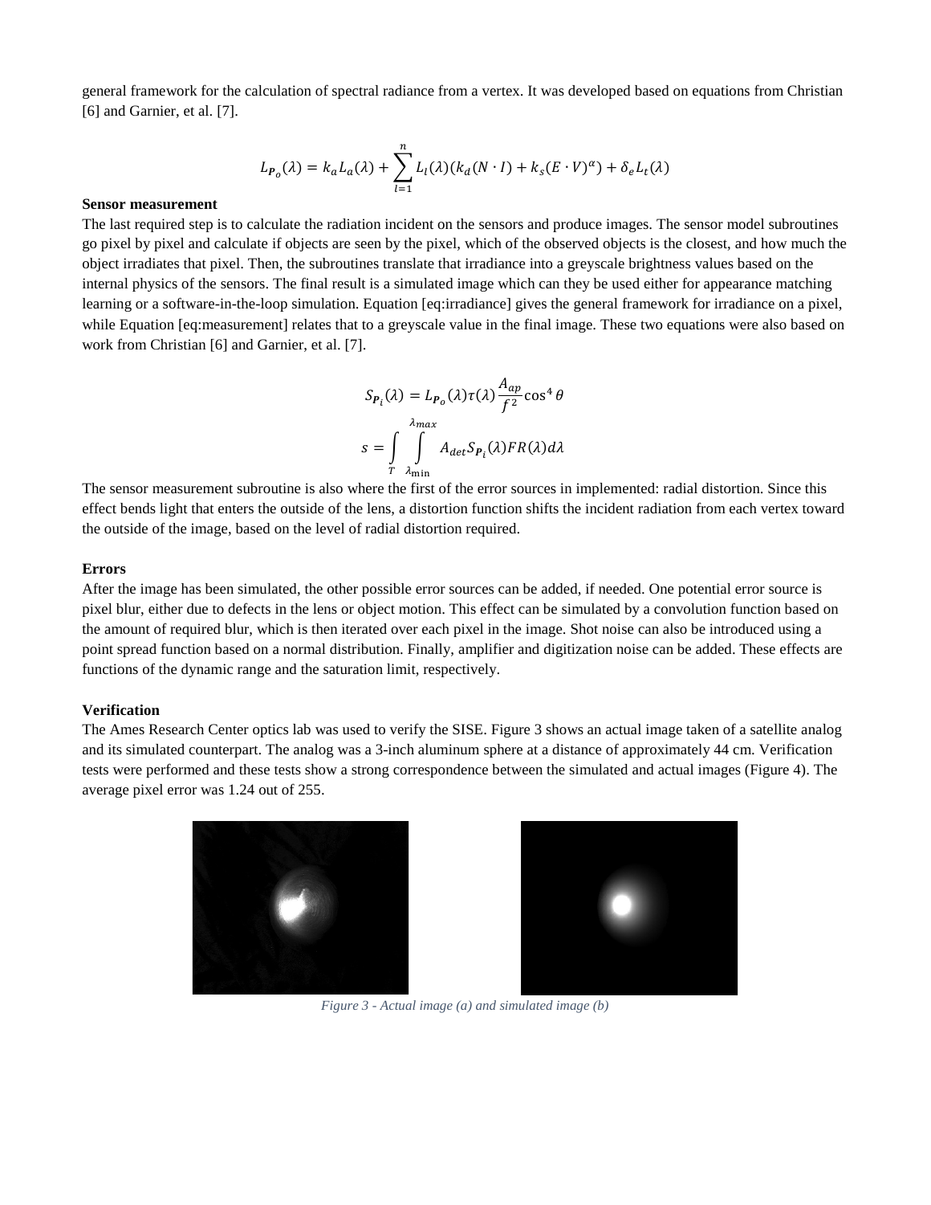general framework for the calculation of spectral radiance from a vertex. It was developed based on equations from Christian [6] and Garnier, et al. [7].

$$L_{\boldsymbol{P}_o}(\lambda) = k_a L_a(\lambda) + \sum_{l=1}^{n} L_l(\lambda)(k_d(N \cdot I) + k_s(E \cdot V)^{\alpha}) + \delta_e L_t(\lambda)$$

**Sensor measurement**

The last required step is to calculate the radiation incident on the sensors and produce images. The sensor model subroutines go pixel by pixel and calculate if objects are seen by the pixel, which of the observed objects is the closest, and how much the object irradiates that pixel. Then, the subroutines translate that irradiance into a greyscale brightness values based on the internal physics of the sensors. The final result is a simulated image which can they be used either for appearance matching learning or a software-in-the-loop simulation. Equation [eq:irradiance] gives the general framework for irradiance on a pixel, while Equation [eq:measurement] relates that to a greyscale value in the final image. These two equations were also based on work from Christian [6] and Garnier, et al. [7].

$$S_{\boldsymbol{P}_i}(\lambda) = L_{\boldsymbol{P}_o}(\lambda)\tau(\lambda)\frac{A_{ap}}{f^2}\cos^4\theta$$

$$s = \int_T \int_{\lambda_{\min}}^{\lambda_{max}} A_{det} S_{\boldsymbol{P}_i}(\lambda) FR(\lambda) d\lambda$$

The sensor measurement subroutine is also where the first of the error sources in implemented: radial distortion. Since this effect bends light that enters the outside of the lens, a distortion function shifts the incident radiation from each vertex toward the outside of the image, based on the level of radial distortion required.

**Errors**

After the image has been simulated, the other possible error sources can be added, if needed. One potential error source is pixel blur, either due to defects in the lens or object motion. This effect can be simulated by a convolution function based on the amount of required blur, which is then iterated over each pixel in the image. Shot noise can also be introduced using a point spread function based on a normal distribution. Finally, amplifier and digitization noise can be added. These effects are functions of the dynamic range and the saturation limit, respectively.

**Verification**

The Ames Research Center optics lab was used to verify the SISE. Figure 3 shows an actual image taken of a satellite analog and its simulated counterpart. The analog was a 3-inch aluminum sphere at a distance of approximately 44 cm. Verification tests were performed and these tests show a strong correspondence between the simulated and actual images (Figure 4). The average pixel error was 1.24 out of 255.

*Figure 3 - Actual image (a) and simulated image (b)*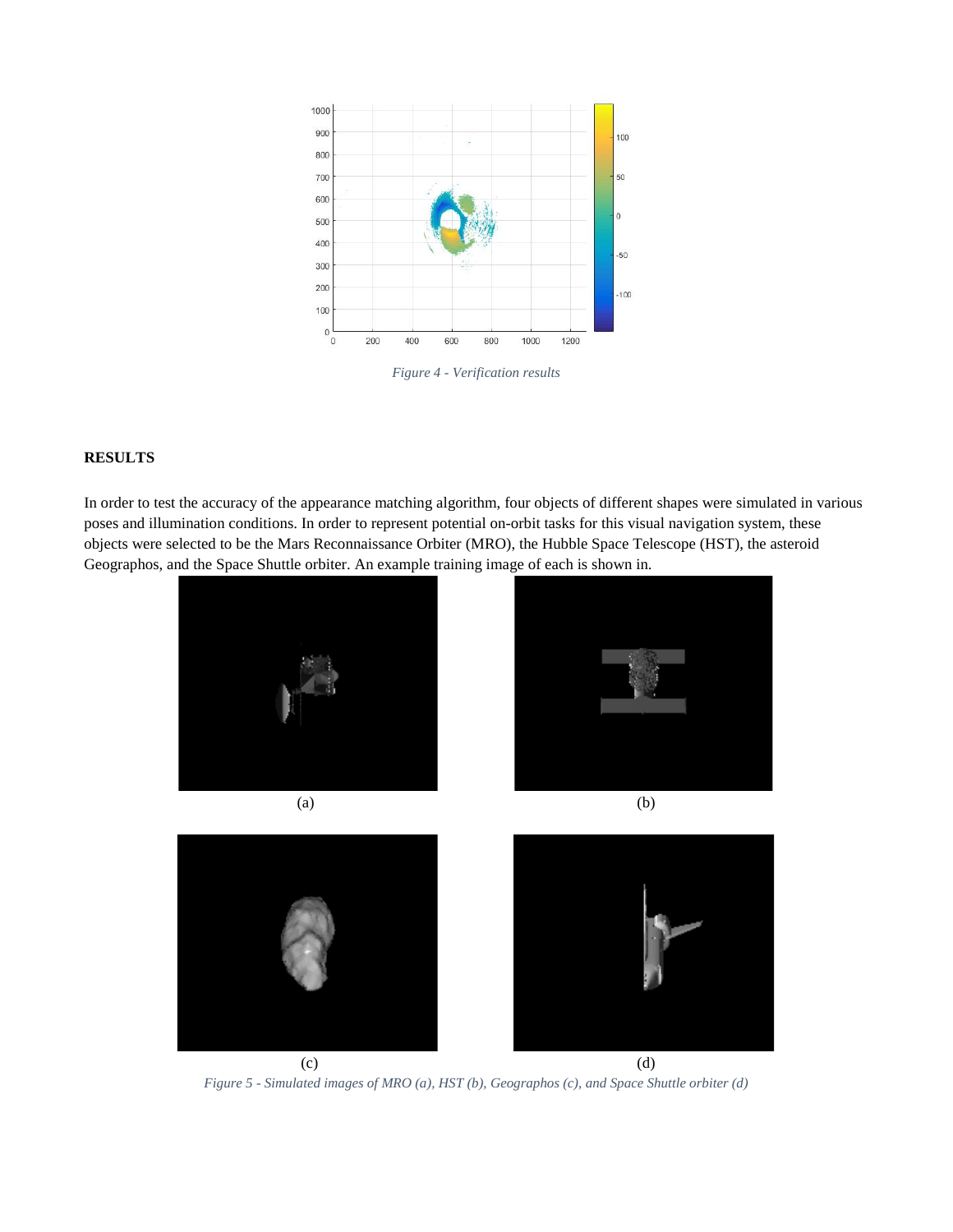Figure 4 - Verification results

## RESULTS

In order to test the accuracy of the appearance matching algorithm, four objects of different shapes were simulated in various poses and illumination conditions. In order to represent potential on-orbit tasks for this visual navigation system, these objects were selected to be the Mars Reconnaissance Orbiter (MRO), the Hubble Space Telescope (HST), the asteroid Geographos, and the Space Shuttle orbiter. An example training image of each is shown in.

(a) (b)

(c) (d)

Figure 5 - Simulated images of MRO (a), HST (b), Geographos (c), and Space Shuttle orbiter (d)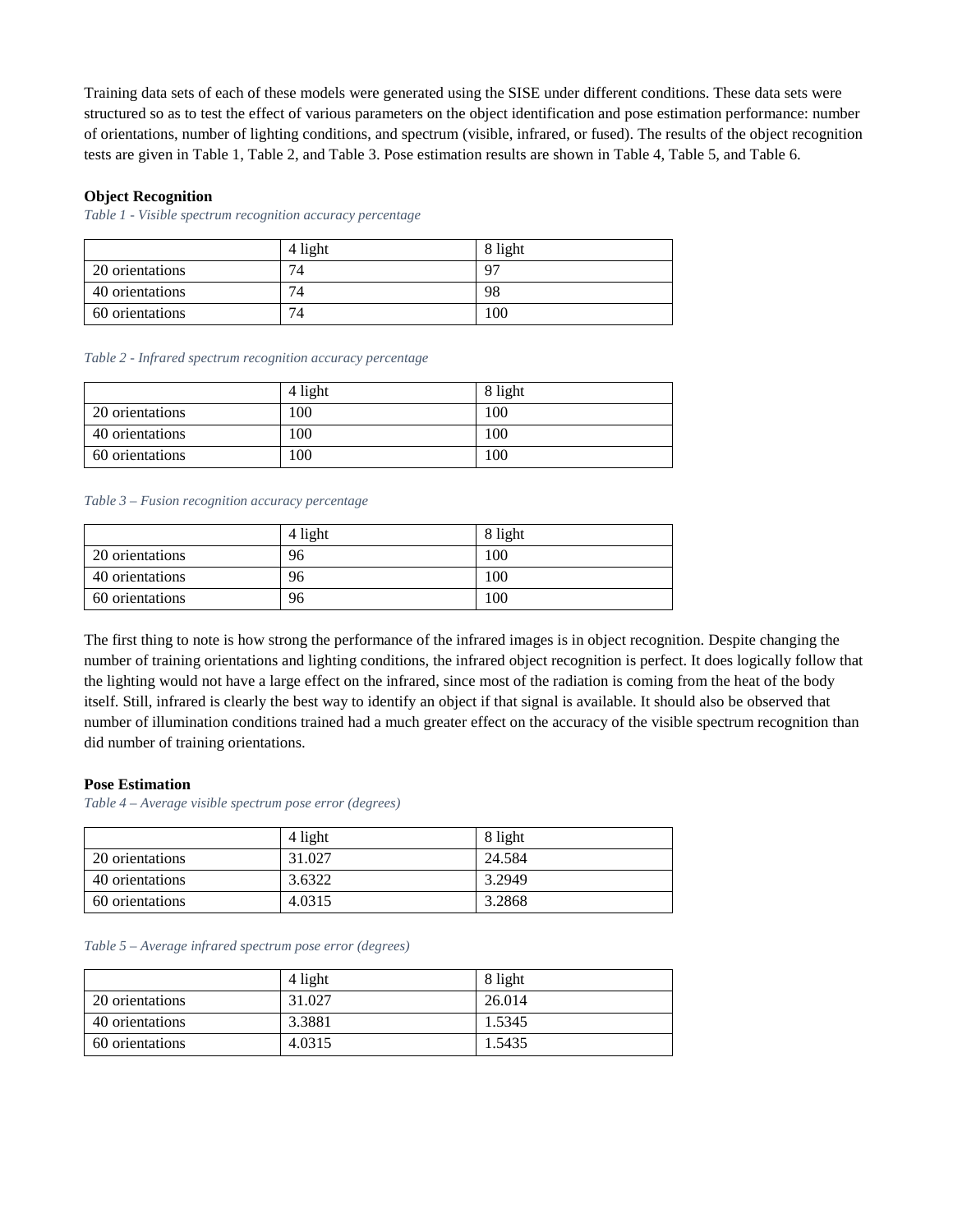Training data sets of each of these models were generated using the SISE under different conditions. These data sets were structured so as to test the effect of various parameters on the object identification and pose estimation performance: number of orientations, number of lighting conditions, and spectrum (visible, infrared, or fused). The results of the object recognition tests are given in Table 1, Table 2, and Table 3. Pose estimation results are shown in Table 4, Table 5, and Table 6.

**Object Recognition**

*Table 1 - Visible spectrum recognition accuracy percentage*

| | 4 light | 8 light |
|---|---|---|
| 20 orientations | 74 | 97 |
| 40 orientations | 74 | 98 |
| 60 orientations | 74 | 100 |

*Table 2 - Infrared spectrum recognition accuracy percentage*

| | 4 light | 8 light |
|---|---|---|
| 20 orientations | 100 | 100 |
| 40 orientations | 100 | 100 |
| 60 orientations | 100 | 100 |

*Table 3 – Fusion recognition accuracy percentage*

| | 4 light | 8 light |
|---|---|---|
| 20 orientations | 96 | 100 |
| 40 orientations | 96 | 100 |
| 60 orientations | 96 | 100 |

The first thing to note is how strong the performance of the infrared images is in object recognition. Despite changing the number of training orientations and lighting conditions, the infrared object recognition is perfect. It does logically follow that the lighting would not have a large effect on the infrared, since most of the radiation is coming from the heat of the body itself. Still, infrared is clearly the best way to identify an object if that signal is available. It should also be observed that number of illumination conditions trained had a much greater effect on the accuracy of the visible spectrum recognition than did number of training orientations.

**Pose Estimation**

*Table 4 – Average visible spectrum pose error (degrees)*

| | 4 light | 8 light |
|---|---|---|
| 20 orientations | 31.027 | 24.584 |
| 40 orientations | 3.6322 | 3.2949 |
| 60 orientations | 4.0315 | 3.2868 |

*Table 5 – Average infrared spectrum pose error (degrees)*

| | 4 light | 8 light |
|---|---|---|
| 20 orientations | 31.027 | 26.014 |
| 40 orientations | 3.3881 | 1.5345 |
| 60 orientations | 4.0315 | 1.5435 |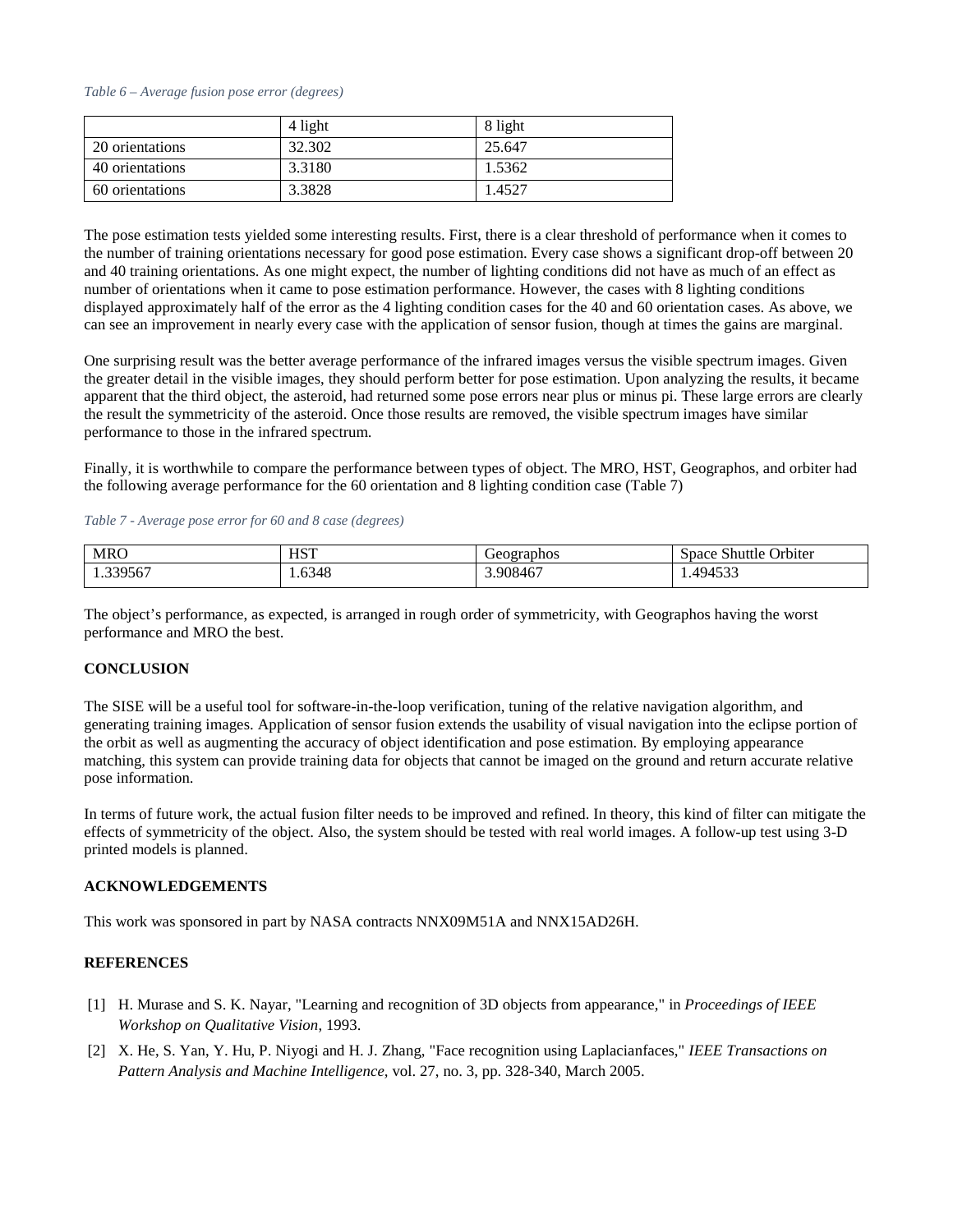*Table 6 – Average fusion pose error (degrees)*

| | 4 light | 8 light |
|---|---|---|
| 20 orientations | 32.302 | 25.647 |
| 40 orientations | 3.3180 | 1.5362 |
| 60 orientations | 3.3828 | 1.4527 |

The pose estimation tests yielded some interesting results. First, there is a clear threshold of performance when it comes to the number of training orientations necessary for good pose estimation. Every case shows a significant drop-off between 20 and 40 training orientations. As one might expect, the number of lighting conditions did not have as much of an effect as number of orientations when it came to pose estimation performance. However, the cases with 8 lighting conditions displayed approximately half of the error as the 4 lighting condition cases for the 40 and 60 orientation cases. As above, we can see an improvement in nearly every case with the application of sensor fusion, though at times the gains are marginal.

One surprising result was the better average performance of the infrared images versus the visible spectrum images. Given the greater detail in the visible images, they should perform better for pose estimation. Upon analyzing the results, it became apparent that the third object, the asteroid, had returned some pose errors near plus or minus pi. These large errors are clearly the result the symmetricity of the asteroid. Once those results are removed, the visible spectrum images have similar performance to those in the infrared spectrum.

Finally, it is worthwhile to compare the performance between types of object. The MRO, HST, Geographos, and orbiter had the following average performance for the 60 orientation and 8 lighting condition case (Table 7)

*Table 7 - Average pose error for 60 and 8 case (degrees)*

| MRO | HST | Geographos | Space Shuttle Orbiter |
|---|---|---|---|
| 1.339567 | 1.6348 | 3.908467 | 1.494533 |

The object's performance, as expected, is arranged in rough order of symmetricity, with Geographos having the worst performance and MRO the best.

**CONCLUSION**

The SISE will be a useful tool for software-in-the-loop verification, tuning of the relative navigation algorithm, and generating training images. Application of sensor fusion extends the usability of visual navigation into the eclipse portion of the orbit as well as augmenting the accuracy of object identification and pose estimation. By employing appearance matching, this system can provide training data for objects that cannot be imaged on the ground and return accurate relative pose information.

In terms of future work, the actual fusion filter needs to be improved and refined. In theory, this kind of filter can mitigate the effects of symmetricity of the object. Also, the system should be tested with real world images. A follow-up test using 3-D printed models is planned.

**ACKNOWLEDGEMENTS**

This work was sponsored in part by NASA contracts NNX09M51A and NNX15AD26H.

**REFERENCES**

[1] H. Murase and S. K. Nayar, "Learning and recognition of 3D objects from appearance," in *Proceedings of IEEE Workshop on Qualitative Vision*, 1993.

[2] X. He, S. Yan, Y. Hu, P. Niyogi and H. J. Zhang, "Face recognition using Laplacianfaces," *IEEE Transactions on Pattern Analysis and Machine Intelligence,* vol. 27, no. 3, pp. 328-340, March 2005.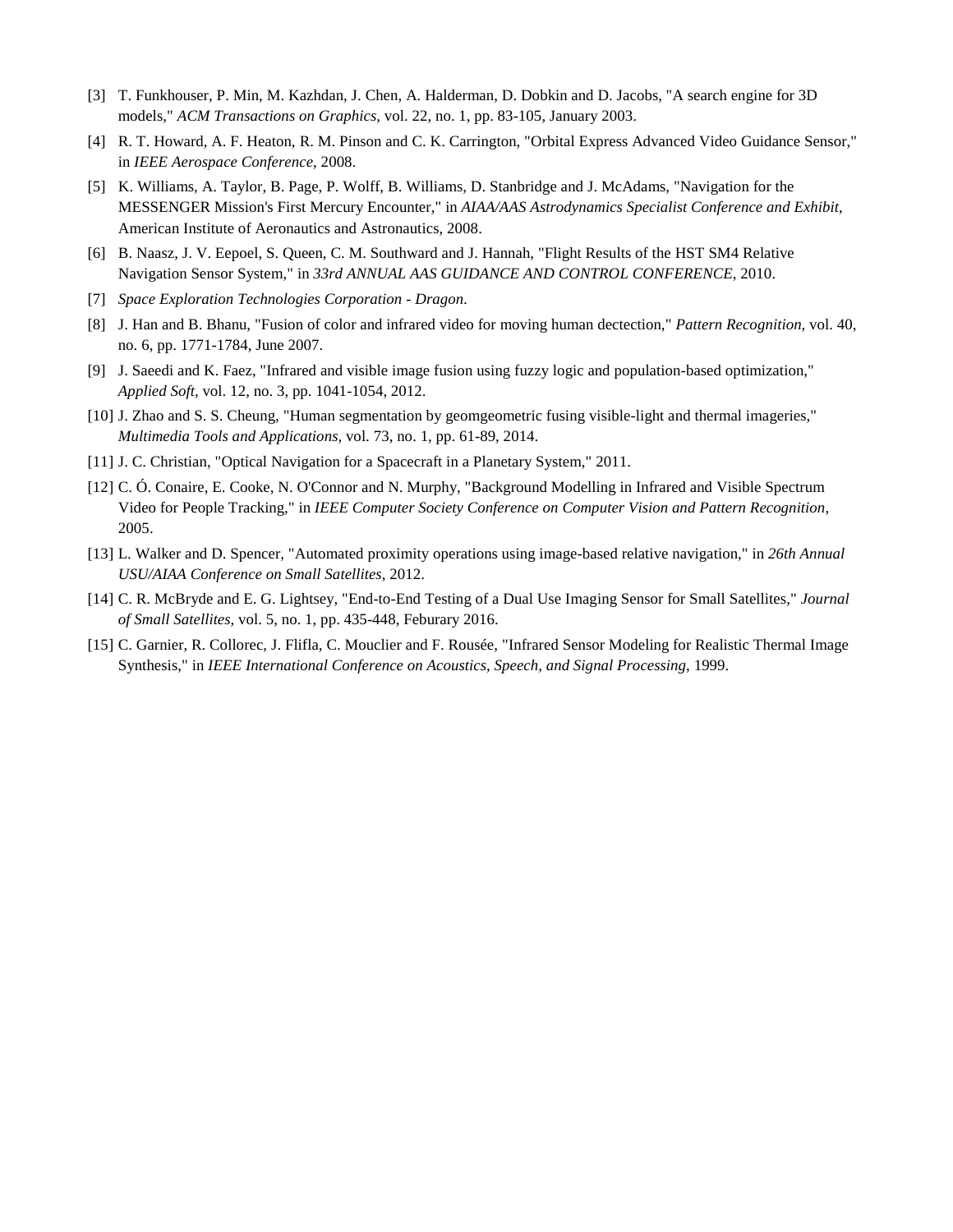[3] T. Funkhouser, P. Min, M. Kazhdan, J. Chen, A. Halderman, D. Dobkin and D. Jacobs, "A search engine for 3D models," *ACM Transactions on Graphics,* vol. 22, no. 1, pp. 83-105, January 2003.

[4] R. T. Howard, A. F. Heaton, R. M. Pinson and C. K. Carrington, "Orbital Express Advanced Video Guidance Sensor," in *IEEE Aerospace Conference*, 2008.

[5] K. Williams, A. Taylor, B. Page, P. Wolff, B. Williams, D. Stanbridge and J. McAdams, "Navigation for the MESSENGER Mission's First Mercury Encounter," in *AIAA/AAS Astrodynamics Specialist Conference and Exhibit*, American Institute of Aeronautics and Astronautics, 2008.

[6] B. Naasz, J. V. Eepoel, S. Queen, C. M. Southward and J. Hannah, "Flight Results of the HST SM4 Relative Navigation Sensor System," in *33rd ANNUAL AAS GUIDANCE AND CONTROL CONFERENCE*, 2010.

[7] *Space Exploration Technologies Corporation - Dragon.*

[8] J. Han and B. Bhanu, "Fusion of color and infrared video for moving human dectection," *Pattern Recognition,* vol. 40, no. 6, pp. 1771-1784, June 2007.

[9] J. Saeedi and K. Faez, "Infrared and visible image fusion using fuzzy logic and population-based optimization," *Applied Soft*, vol. 12, no. 3, pp. 1041-1054, 2012.

[10] J. Zhao and S. S. Cheung, "Human segmentation by geomgeometric fusing visible-light and thermal imageries," *Multimedia Tools and Applications,* vol. 73, no. 1, pp. 61-89, 2014.

[11] J. C. Christian, "Optical Navigation for a Spacecraft in a Planetary System," 2011.

[12] C. Ó. Conaire, E. Cooke, N. O'Connor and N. Murphy, "Background Modelling in Infrared and Visible Spectrum Video for People Tracking," in *IEEE Computer Society Conference on Computer Vision and Pattern Recognition*, 2005.

[13] L. Walker and D. Spencer, "Automated proximity operations using image-based relative navigation," in *26th Annual USU/AIAA Conference on Small Satellites*, 2012.

[14] C. R. McBryde and E. G. Lightsey, "End-to-End Testing of a Dual Use Imaging Sensor for Small Satellites," *Journal of Small Satellites,* vol. 5, no. 1, pp. 435-448, Feburary 2016.

[15] C. Garnier, R. Collorec, J. Flifla, C. Mouclier and F. Rousée, "Infrared Sensor Modeling for Realistic Thermal Image Synthesis," in *IEEE International Conference on Acoustics, Speech, and Signal Processing*, 1999.